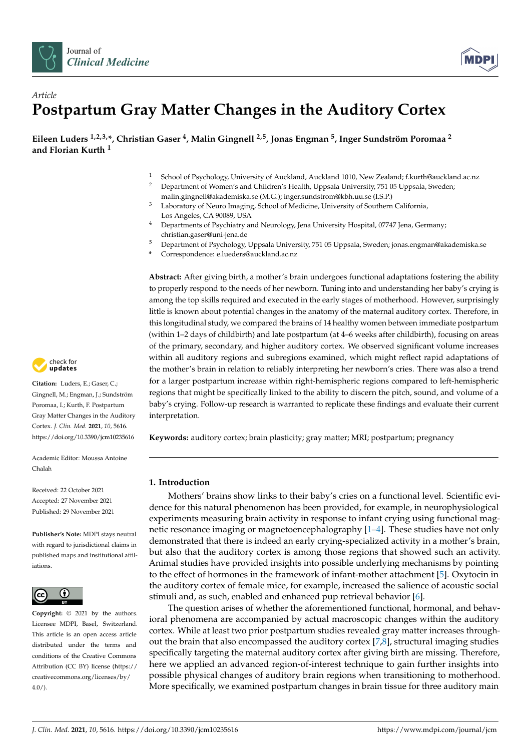*Article*

# Postpartum Gray Matter Changes in the Auditory Cortex

**Eileen Luders [1,2,3,*], Christian Gaser [4], Malin Gingnell [2,5], Jonas Engman [5], Inger Sundström Poromaa [2] and Florian Kurth [1]**

[1] School of Psychology, University of Auckland, Auckland 1010, New Zealand; f.kurth@auckland.ac.nz
[2] Department of Women's and Children's Health, Uppsala University, 751 05 Uppsala, Sweden; malin.gingnell@akademiska.se (M.G.); inger.sundstrom@kbh.uu.se (I.S.P.)
[3] Laboratory of Neuro Imaging, School of Medicine, University of Southern California, Los Angeles, CA 90089, USA
[4] Departments of Psychiatry and Neurology, Jena University Hospital, 07747 Jena, Germany; christian.gaser@uni-jena.de
[5] Department of Psychology, Uppsala University, 751 05 Uppsala, Sweden; jonas.engman@akademiska.se
* Correspondence: e.lueders@auckland.ac.nz

**Abstract:** After giving birth, a mother's brain undergoes functional adaptations fostering the ability to properly respond to the needs of her newborn. Tuning into and understanding her baby's crying is among the top skills required and executed in the early stages of motherhood. However, surprisingly little is known about potential changes in the anatomy of the maternal auditory cortex. Therefore, in this longitudinal study, we compared the brains of 14 healthy women between immediate postpartum (within 1–2 days of childbirth) and late postpartum (at 4–6 weeks after childbirth), focusing on areas of the primary, secondary, and higher auditory cortex. We observed significant volume increases within all auditory regions and subregions examined, which might reflect rapid adaptations of the mother's brain in relation to reliably interpreting her newborn's cries. There was also a trend for a larger postpartum increase within right-hemispheric regions compared to left-hemispheric regions that might be specifically linked to the ability to discern the pitch, sound, and volume of a baby's crying. Follow-up research is warranted to replicate these findings and evaluate their current interpretation.

**Keywords:** auditory cortex; brain plasticity; gray matter; MRI; postpartum; pregnancy

**Citation:** Luders, E.; Gaser, C.; Gingnell, M.; Engman, J.; Sundström Poromaa, I.; Kurth, F. Postpartum Gray Matter Changes in the Auditory Cortex. *J. Clin. Med.* **2021**, *10*, 5616. https://doi.org/10.3390/jcm10235616

Academic Editor: Moussa Antoine Chalah

Received: 22 October 2021
Accepted: 27 November 2021
Published: 29 November 2021

**Publisher's Note:** MDPI stays neutral with regard to jurisdictional claims in published maps and institutional affiliations.

**Copyright:** © 2021 by the authors. Licensee MDPI, Basel, Switzerland. This article is an open access article distributed under the terms and conditions of the Creative Commons Attribution (CC BY) license (https://creativecommons.org/licenses/by/4.0/).

## 1. Introduction

Mothers' brains show links to their baby's cries on a functional level. Scientific evidence for this natural phenomenon has been provided, for example, in neurophysiological experiments measuring brain activity in response to infant crying using functional magnetic resonance imaging or magnetoencephalography [1–4]. These studies have not only demonstrated that there is indeed an early crying-specialized activity in a mother's brain, but also that the auditory cortex is among those regions that showed such an activity. Animal studies have provided insights into possible underlying mechanisms by pointing to the effect of hormones in the framework of infant-mother attachment [5]. Oxytocin in the auditory cortex of female mice, for example, increased the salience of acoustic social stimuli and, as such, enabled and enhanced pup retrieval behavior [6].

The question arises of whether the aforementioned functional, hormonal, and behavioral phenomena are accompanied by actual macroscopic changes within the auditory cortex. While at least two prior postpartum studies revealed gray matter increases throughout the brain that also encompassed the auditory cortex [7,8], structural imaging studies specifically targeting the maternal auditory cortex after giving birth are missing. Therefore, here we applied an advanced region-of-interest technique to gain further insights into possible physical changes of auditory brain regions when transitioning to motherhood. More specifically, we examined postpartum changes in brain tissue for three auditory main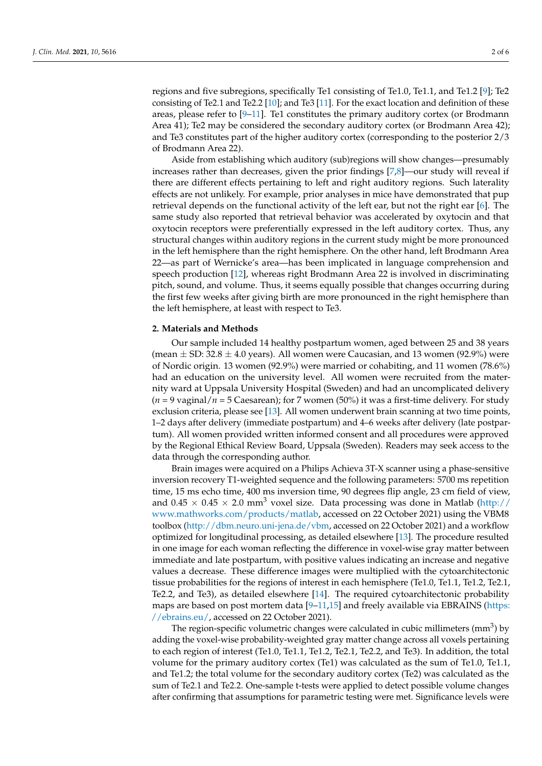regions and five subregions, specifically Te1 consisting of Te1.0, Te1.1, and Te1.2 [9]; Te2 consisting of Te2.1 and Te2.2 [10]; and Te3 [11]. For the exact location and definition of these areas, please refer to [9–11]. Te1 constitutes the primary auditory cortex (or Brodmann Area 41); Te2 may be considered the secondary auditory cortex (or Brodmann Area 42); and Te3 constitutes part of the higher auditory cortex (corresponding to the posterior 2/3 of Brodmann Area 22).

Aside from establishing which auditory (sub)regions will show changes—presumably increases rather than decreases, given the prior findings [7,8]—our study will reveal if there are different effects pertaining to left and right auditory regions. Such laterality effects are not unlikely. For example, prior analyses in mice have demonstrated that pup retrieval depends on the functional activity of the left ear, but not the right ear [6]. The same study also reported that retrieval behavior was accelerated by oxytocin and that oxytocin receptors were preferentially expressed in the left auditory cortex. Thus, any structural changes within auditory regions in the current study might be more pronounced in the left hemisphere than the right hemisphere. On the other hand, left Brodmann Area 22—as part of Wernicke's area—has been implicated in language comprehension and speech production [12], whereas right Brodmann Area 22 is involved in discriminating pitch, sound, and volume. Thus, it seems equally possible that changes occurring during the first few weeks after giving birth are more pronounced in the right hemisphere than the left hemisphere, at least with respect to Te3.

## 2. Materials and Methods

Our sample included 14 healthy postpartum women, aged between 25 and 38 years (mean $\pm$ SD: 32.8 $\pm$ 4.0 years). All women were Caucasian, and 13 women (92.9%) were of Nordic origin. 13 women (92.9%) were married or cohabiting, and 11 women (78.6%) had an education on the university level. All women were recruited from the maternity ward at Uppsala University Hospital (Sweden) and had an uncomplicated delivery ($n$ = 9 vaginal/$n$ = 5 Caesarean); for 7 women (50%) it was a first-time delivery. For study exclusion criteria, please see [13]. All women underwent brain scanning at two time points, 1–2 days after delivery (immediate postpartum) and 4–6 weeks after delivery (late postpartum). All women provided written informed consent and all procedures were approved by the Regional Ethical Review Board, Uppsala (Sweden). Readers may seek access to the data through the corresponding author.

Brain images were acquired on a Philips Achieva 3T-X scanner using a phase-sensitive inversion recovery T1-weighted sequence and the following parameters: 5700 ms repetition time, 15 ms echo time, 400 ms inversion time, 90 degrees flip angle, 23 cm field of view, and $0.45 \times 0.45 \times 2.0$ mm$^3$ voxel size. Data processing was done in Matlab (http://www.mathworks.com/products/matlab, accessed on 22 October 2021) using the VBM8 toolbox (http://dbm.neuro.uni-jena.de/vbm, accessed on 22 October 2021) and a workflow optimized for longitudinal processing, as detailed elsewhere [13]. The procedure resulted in one image for each woman reflecting the difference in voxel-wise gray matter between immediate and late postpartum, with positive values indicating an increase and negative values a decrease. These difference images were multiplied with the cytoarchitectonic tissue probabilities for the regions of interest in each hemisphere (Te1.0, Te1.1, Te1.2, Te2.1, Te2.2, and Te3), as detailed elsewhere [14]. The required cytoarchitectonic probability maps are based on post mortem data [9–11,15] and freely available via EBRAINS (https://ebrains.eu/, accessed on 22 October 2021).

The region-specific volumetric changes were calculated in cubic millimeters (mm$^3$) by adding the voxel-wise probability-weighted gray matter change across all voxels pertaining to each region of interest (Te1.0, Te1.1, Te1.2, Te2.1, Te2.2, and Te3). In addition, the total volume for the primary auditory cortex (Te1) was calculated as the sum of Te1.0, Te1.1, and Te1.2; the total volume for the secondary auditory cortex (Te2) was calculated as the sum of Te2.1 and Te2.2. One-sample t-tests were applied to detect possible volume changes after confirming that assumptions for parametric testing were met. Significance levels were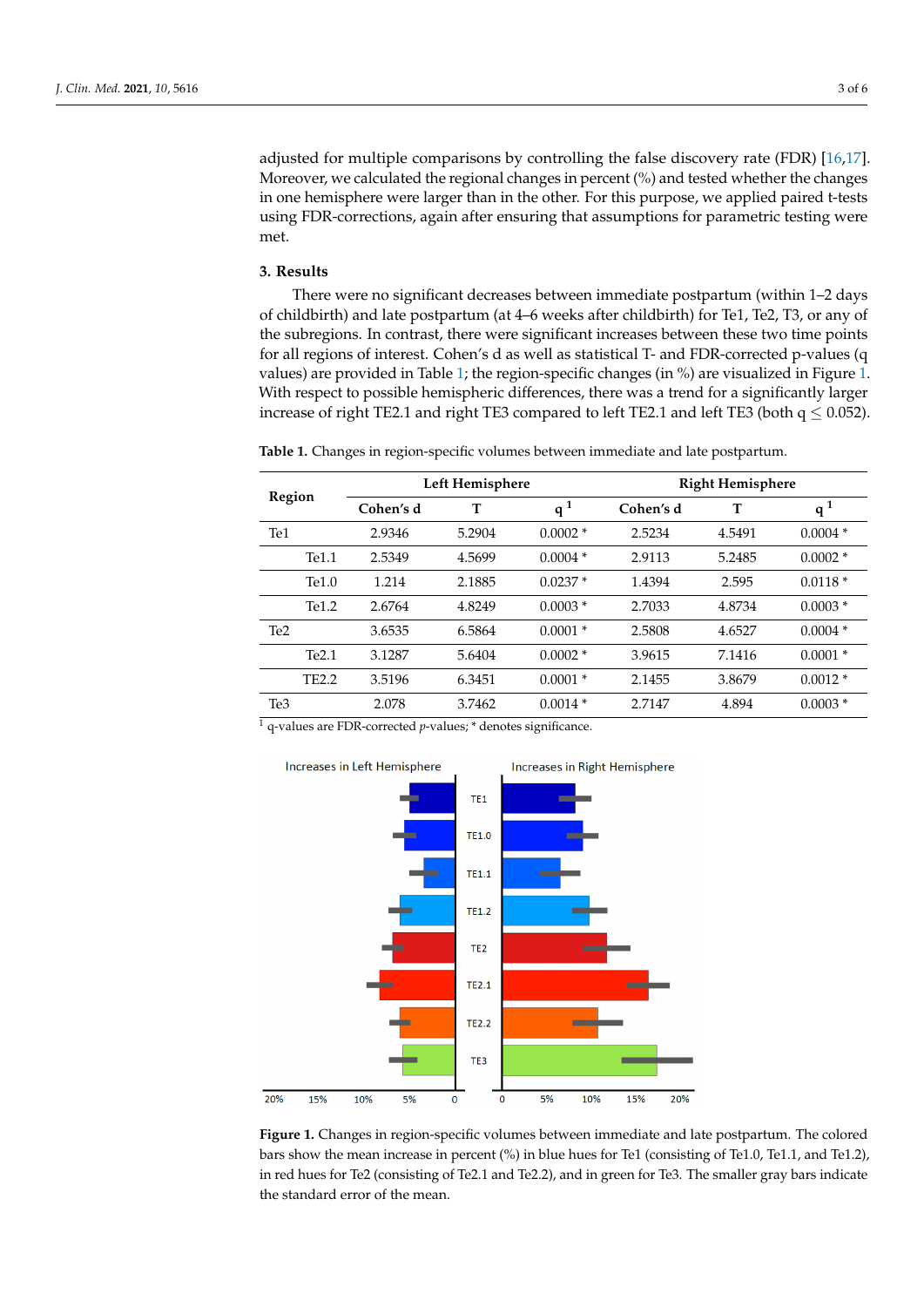adjusted for multiple comparisons by controlling the false discovery rate (FDR) [16,17]. Moreover, we calculated the regional changes in percent (%) and tested whether the changes in one hemisphere were larger than in the other. For this purpose, we applied paired t-tests using FDR-corrections, again after ensuring that assumptions for parametric testing were met.

## 3. Results

There were no significant decreases between immediate postpartum (within 1–2 days of childbirth) and late postpartum (at 4–6 weeks after childbirth) for Te1, Te2, T3, or any of the subregions. In contrast, there were significant increases between these two time points for all regions of interest. Cohen's d as well as statistical T- and FDR-corrected p-values (q values) are provided in Table 1; the region-specific changes (in %) are visualized in Figure 1. With respect to possible hemispheric differences, there was a trend for a significantly larger increase of right TE2.1 and right TE3 compared to left TE2.1 and left TE3 (both $q \leq 0.052$).

**Table 1.** Changes in region-specific volumes between immediate and late postpartum.

| Region | Left Hemisphere | | | Right Hemisphere | | |
|---|---|---|---|---|---|---|
| | Cohen's d | T | q [1] | Cohen's d | T | q [1] |
| Te1 | 2.9346 | 5.2904 | 0.0002 * | 2.5234 | 4.5491 | 0.0004 * |
| Te1.1 | 2.5349 | 4.5699 | 0.0004 * | 2.9113 | 5.2485 | 0.0002 * |
| Te1.0 | 1.214 | 2.1885 | 0.0237 * | 1.4394 | 2.595 | 0.0118 * |
| Te1.2 | 2.6764 | 4.8249 | 0.0003 * | 2.7033 | 4.8734 | 0.0003 * |
| Te2 | 3.6535 | 6.5864 | 0.0001 * | 2.5808 | 4.6527 | 0.0004 * |
| Te2.1 | 3.1287 | 5.6404 | 0.0002 * | 3.9615 | 7.1416 | 0.0001 * |
| TE2.2 | 3.5196 | 6.3451 | 0.0001 * | 2.1455 | 3.8679 | 0.0012 * |
| Te3 | 2.078 | 3.7462 | 0.0014 * | 2.7147 | 4.894 | 0.0003 * |

[1] q-values are FDR-corrected *p*-values; * denotes significance.

Increases in Left Hemisphere

Increases in Right Hemisphere

TE1
TE1.0
TE1.1
TE1.2
TE2
TE2.1
TE2.2
TE3

20% 15% 10% 5% 0

0 5% 10% 15% 20%

**Figure 1.** Changes in region-specific volumes between immediate and late postpartum. The colored bars show the mean increase in percent (%) in blue hues for Te1 (consisting of Te1.0, Te1.1, and Te1.2), in red hues for Te2 (consisting of Te2.1 and Te2.2), and in green for Te3. The smaller gray bars indicate the standard error of the mean.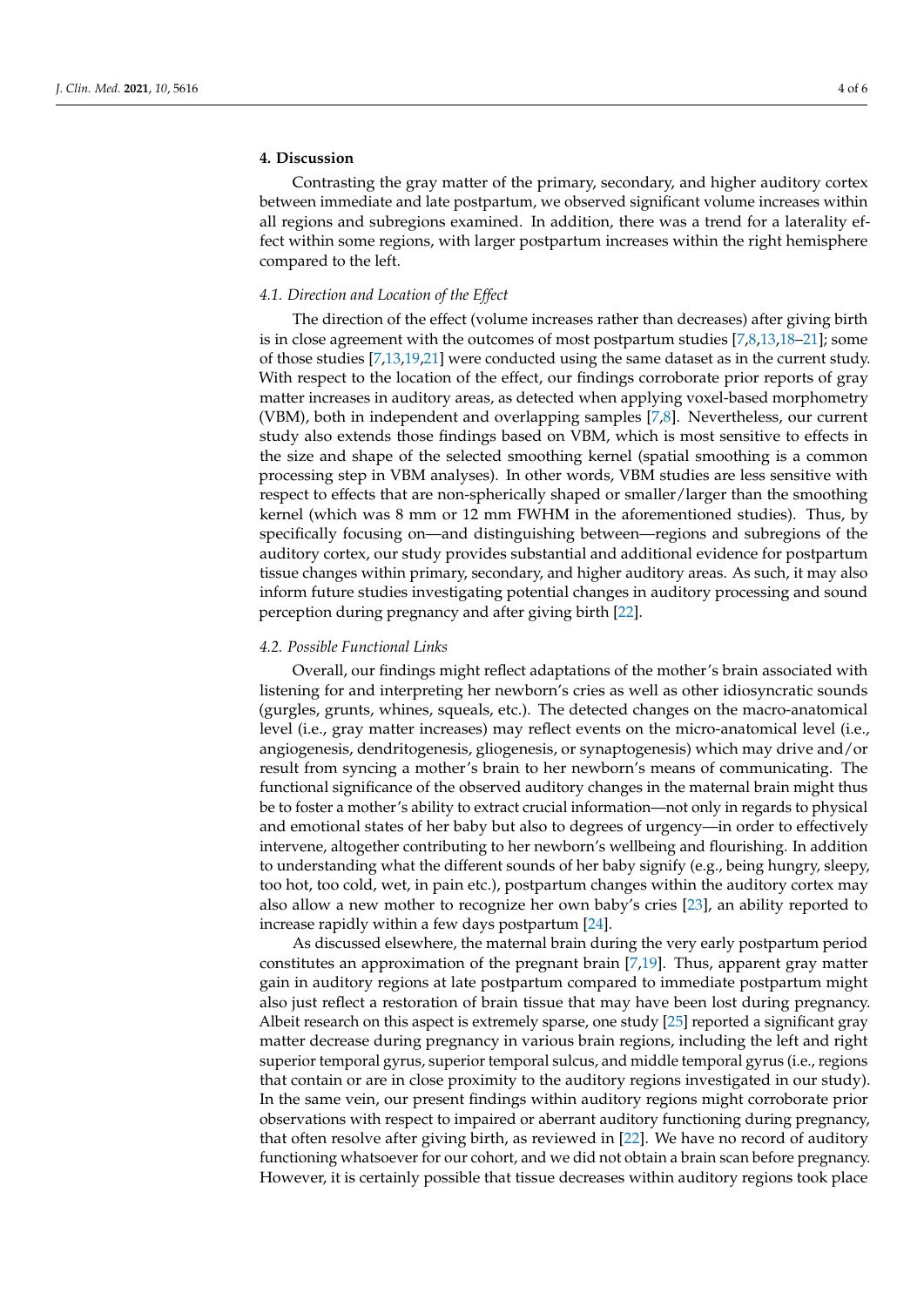## 4. Discussion

Contrasting the gray matter of the primary, secondary, and higher auditory cortex between immediate and late postpartum, we observed significant volume increases within all regions and subregions examined. In addition, there was a trend for a laterality effect within some regions, with larger postpartum increases within the right hemisphere compared to the left.

### *4.1. Direction and Location of the Effect*

The direction of the effect (volume increases rather than decreases) after giving birth is in close agreement with the outcomes of most postpartum studies [7,8,13,18–21]; some of those studies [7,13,19,21] were conducted using the same dataset as in the current study. With respect to the location of the effect, our findings corroborate prior reports of gray matter increases in auditory areas, as detected when applying voxel-based morphometry (VBM), both in independent and overlapping samples [7,8]. Nevertheless, our current study also extends those findings based on VBM, which is most sensitive to effects in the size and shape of the selected smoothing kernel (spatial smoothing is a common processing step in VBM analyses). In other words, VBM studies are less sensitive with respect to effects that are non-spherically shaped or smaller/larger than the smoothing kernel (which was 8 mm or 12 mm FWHM in the aforementioned studies). Thus, by specifically focusing on—and distinguishing between—regions and subregions of the auditory cortex, our study provides substantial and additional evidence for postpartum tissue changes within primary, secondary, and higher auditory areas. As such, it may also inform future studies investigating potential changes in auditory processing and sound perception during pregnancy and after giving birth [22].

### *4.2. Possible Functional Links*

Overall, our findings might reflect adaptations of the mother's brain associated with listening for and interpreting her newborn's cries as well as other idiosyncratic sounds (gurgles, grunts, whines, squeals, etc.). The detected changes on the macro-anatomical level (i.e., gray matter increases) may reflect events on the micro-anatomical level (i.e., angiogenesis, dendritogenesis, gliogenesis, or synaptogenesis) which may drive and/or result from syncing a mother's brain to her newborn's means of communicating. The functional significance of the observed auditory changes in the maternal brain might thus be to foster a mother's ability to extract crucial information—not only in regards to physical and emotional states of her baby but also to degrees of urgency—in order to effectively intervene, altogether contributing to her newborn's wellbeing and flourishing. In addition to understanding what the different sounds of her baby signify (e.g., being hungry, sleepy, too hot, too cold, wet, in pain etc.), postpartum changes within the auditory cortex may also allow a new mother to recognize her own baby's cries [23], an ability reported to increase rapidly within a few days postpartum [24].

As discussed elsewhere, the maternal brain during the very early postpartum period constitutes an approximation of the pregnant brain [7,19]. Thus, apparent gray matter gain in auditory regions at late postpartum compared to immediate postpartum might also just reflect a restoration of brain tissue that may have been lost during pregnancy. Albeit research on this aspect is extremely sparse, one study [25] reported a significant gray matter decrease during pregnancy in various brain regions, including the left and right superior temporal gyrus, superior temporal sulcus, and middle temporal gyrus (i.e., regions that contain or are in close proximity to the auditory regions investigated in our study). In the same vein, our present findings within auditory regions might corroborate prior observations with respect to impaired or aberrant auditory functioning during pregnancy, that often resolve after giving birth, as reviewed in [22]. We have no record of auditory functioning whatsoever for our cohort, and we did not obtain a brain scan before pregnancy. However, it is certainly possible that tissue decreases within auditory regions took place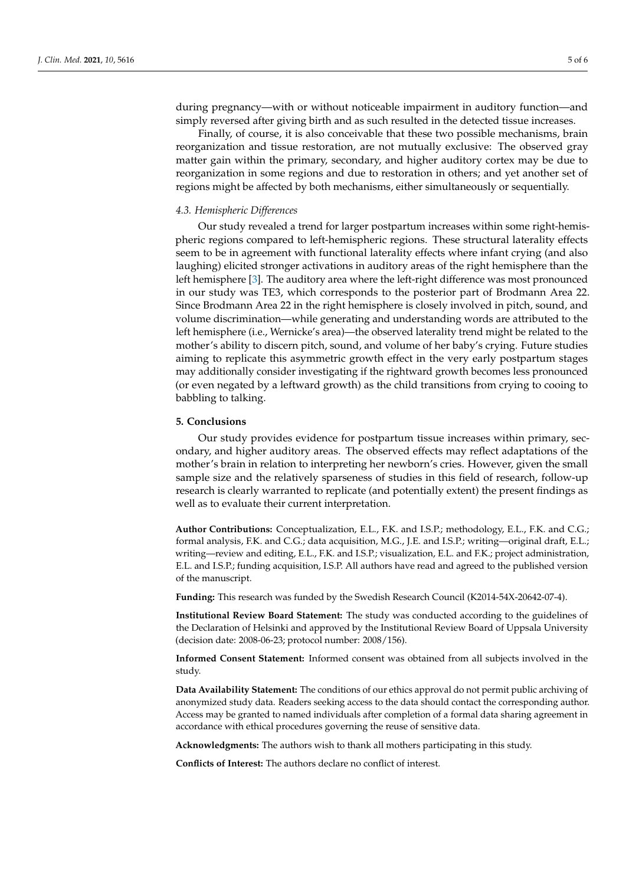during pregnancy—with or without noticeable impairment in auditory function—and simply reversed after giving birth and as such resulted in the detected tissue increases.

Finally, of course, it is also conceivable that these two possible mechanisms, brain reorganization and tissue restoration, are not mutually exclusive: The observed gray matter gain within the primary, secondary, and higher auditory cortex may be due to reorganization in some regions and due to restoration in others; and yet another set of regions might be affected by both mechanisms, either simultaneously or sequentially.

### *4.3. Hemispheric Differences*

Our study revealed a trend for larger postpartum increases within some right-hemispheric regions compared to left-hemispheric regions. These structural laterality effects seem to be in agreement with functional laterality effects where infant crying (and also laughing) elicited stronger activations in auditory areas of the right hemisphere than the left hemisphere [3]. The auditory area where the left-right difference was most pronounced in our study was TE3, which corresponds to the posterior part of Brodmann Area 22. Since Brodmann Area 22 in the right hemisphere is closely involved in pitch, sound, and volume discrimination—while generating and understanding words are attributed to the left hemisphere (i.e., Wernicke's area)—the observed laterality trend might be related to the mother's ability to discern pitch, sound, and volume of her baby's crying. Future studies aiming to replicate this asymmetric growth effect in the very early postpartum stages may additionally consider investigating if the rightward growth becomes less pronounced (or even negated by a leftward growth) as the child transitions from crying to cooing to babbling to talking.

## 5. Conclusions

Our study provides evidence for postpartum tissue increases within primary, secondary, and higher auditory areas. The observed effects may reflect adaptations of the mother's brain in relation to interpreting her newborn's cries. However, given the small sample size and the relatively sparseness of studies in this field of research, follow-up research is clearly warranted to replicate (and potentially extent) the present findings as well as to evaluate their current interpretation.

**Author Contributions:** Conceptualization, E.L., F.K. and I.S.P.; methodology, E.L., F.K. and C.G.; formal analysis, F.K. and C.G.; data acquisition, M.G., J.E. and I.S.P.; writing—original draft, E.L.; writing—review and editing, E.L., F.K. and I.S.P.; visualization, E.L. and F.K.; project administration, E.L. and I.S.P.; funding acquisition, I.S.P. All authors have read and agreed to the published version of the manuscript.

**Funding:** This research was funded by the Swedish Research Council (K2014-54X-20642-07-4).

**Institutional Review Board Statement:** The study was conducted according to the guidelines of the Declaration of Helsinki and approved by the Institutional Review Board of Uppsala University (decision date: 2008-06-23; protocol number: 2008/156).

**Informed Consent Statement:** Informed consent was obtained from all subjects involved in the study.

**Data Availability Statement:** The conditions of our ethics approval do not permit public archiving of anonymized study data. Readers seeking access to the data should contact the corresponding author. Access may be granted to named individuals after completion of a formal data sharing agreement in accordance with ethical procedures governing the reuse of sensitive data.

**Acknowledgments:** The authors wish to thank all mothers participating in this study.

**Conflicts of Interest:** The authors declare no conflict of interest.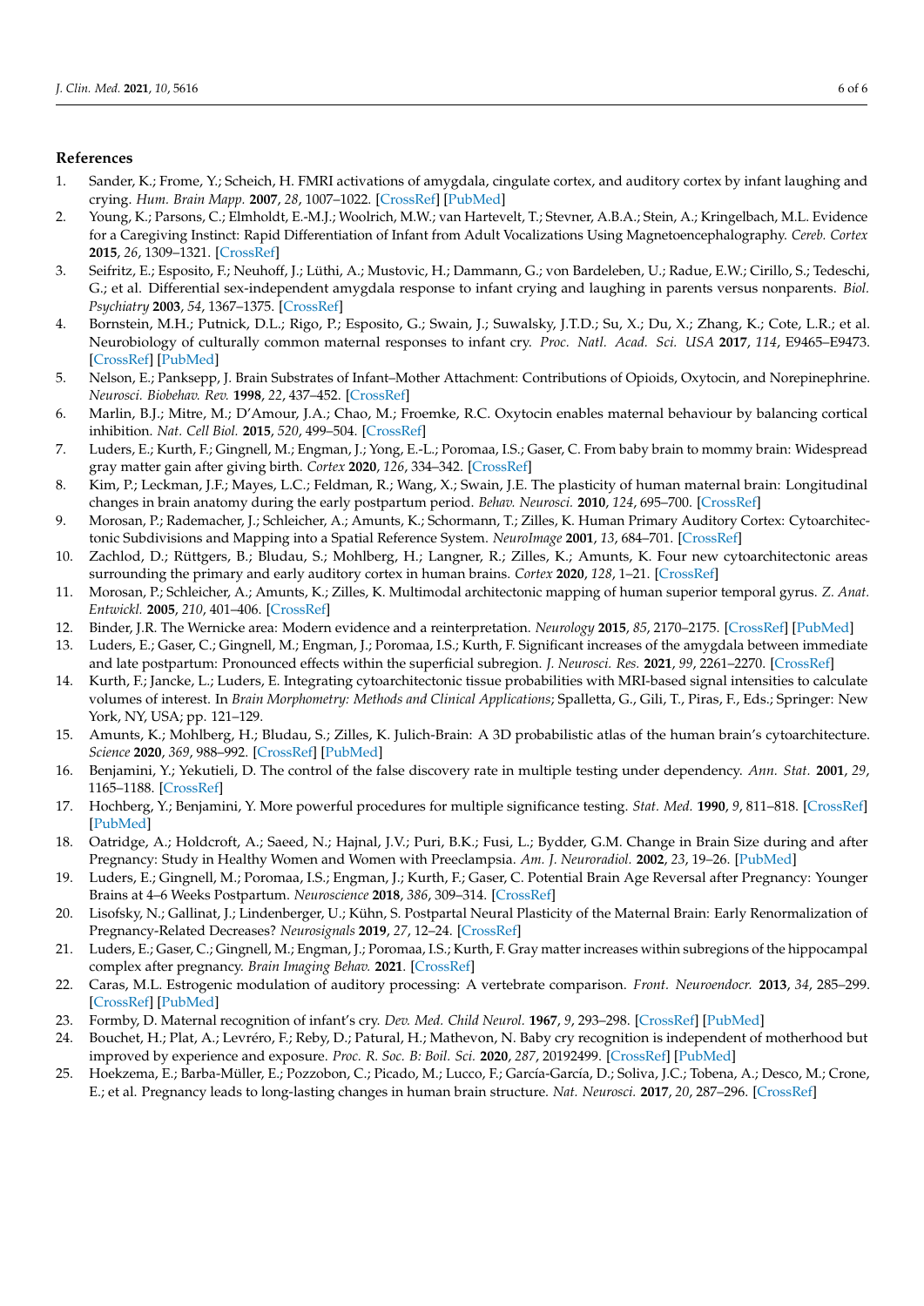## References

1. Sander, K.; Frome, Y.; Scheich, H. FMRI activations of amygdala, cingulate cortex, and auditory cortex by infant laughing and crying. *Hum. Brain Mapp.* **2007**, *28*, 1007–1022. [CrossRef] [PubMed]
2. Young, K.; Parsons, C.; Elmholdt, E.-M.J.; Woolrich, M.W.; van Hartevelt, T.; Stevner, A.B.A.; Stein, A.; Kringelbach, M.L. Evidence for a Caregiving Instinct: Rapid Differentiation of Infant from Adult Vocalizations Using Magnetoencephalography. *Cereb. Cortex* **2015**, *26*, 1309–1321. [CrossRef]
3. Seifritz, E.; Esposito, F.; Neuhoff, J.; Lüthi, A.; Mustovic, H.; Dammann, G.; von Bardeleben, U.; Radue, E.W.; Cirillo, S.; Tedeschi, G.; et al. Differential sex-independent amygdala response to infant crying and laughing in parents versus nonparents. *Biol. Psychiatry* **2003**, *54*, 1367–1375. [CrossRef]
4. Bornstein, M.H.; Putnick, D.L.; Rigo, P.; Esposito, G.; Swain, J.; Suwalsky, J.T.D.; Su, X.; Du, X.; Zhang, K.; Cote, L.R.; et al. Neurobiology of culturally common maternal responses to infant cry. *Proc. Natl. Acad. Sci. USA* **2017**, *114*, E9465–E9473. [CrossRef] [PubMed]
5. Nelson, E.; Panksepp, J. Brain Substrates of Infant–Mother Attachment: Contributions of Opioids, Oxytocin, and Norepinephrine. *Neurosci. Biobehav. Rev.* **1998**, *22*, 437–452. [CrossRef]
6. Marlin, B.J.; Mitre, M.; D'Amour, J.A.; Chao, M.; Froemke, R.C. Oxytocin enables maternal behaviour by balancing cortical inhibition. *Nat. Cell Biol.* **2015**, *520*, 499–504. [CrossRef]
7. Luders, E.; Kurth, F.; Gingnell, M.; Engman, J.; Yong, E.-L.; Poromaa, I.S.; Gaser, C. From baby brain to mommy brain: Widespread gray matter gain after giving birth. *Cortex* **2020**, *126*, 334–342. [CrossRef]
8. Kim, P.; Leckman, J.F.; Mayes, L.C.; Feldman, R.; Wang, X.; Swain, J.E. The plasticity of human maternal brain: Longitudinal changes in brain anatomy during the early postpartum period. *Behav. Neurosci.* **2010**, *124*, 695–700. [CrossRef]
9. Morosan, P.; Rademacher, J.; Schleicher, A.; Amunts, K.; Schormann, T.; Zilles, K. Human Primary Auditory Cortex: Cytoarchitectonic Subdivisions and Mapping into a Spatial Reference System. *NeuroImage* **2001**, *13*, 684–701. [CrossRef]
10. Zachlod, D.; Rüttgers, B.; Bludau, S.; Mohlberg, H.; Langner, R.; Zilles, K.; Amunts, K. Four new cytoarchitectonic areas surrounding the primary and early auditory cortex in human brains. *Cortex* **2020**, *128*, 1–21. [CrossRef]
11. Morosan, P.; Schleicher, A.; Amunts, K.; Zilles, K. Multimodal architectonic mapping of human superior temporal gyrus. *Z. Anat. Entwickl.* **2005**, *210*, 401–406. [CrossRef]
12. Binder, J.R. The Wernicke area: Modern evidence and a reinterpretation. *Neurology* **2015**, *85*, 2170–2175. [CrossRef] [PubMed]
13. Luders, E.; Gaser, C.; Gingnell, M.; Engman, J.; Poromaa, I.S.; Kurth, F. Significant increases of the amygdala between immediate and late postpartum: Pronounced effects within the superficial subregion. *J. Neurosci. Res.* **2021**, *99*, 2261–2270. [CrossRef]
14. Kurth, F.; Jancke, L.; Luders, E. Integrating cytoarchitectonic tissue probabilities with MRI-based signal intensities to calculate volumes of interest. In *Brain Morphometry: Methods and Clinical Applications*; Spalletta, G., Gili, T., Piras, F., Eds.; Springer: New York, NY, USA; pp. 121–129.
15. Amunts, K.; Mohlberg, H.; Bludau, S.; Zilles, K. Julich-Brain: A 3D probabilistic atlas of the human brain's cytoarchitecture. *Science* **2020**, *369*, 988–992. [CrossRef] [PubMed]
16. Benjamini, Y.; Yekutieli, D. The control of the false discovery rate in multiple testing under dependency. *Ann. Stat.* **2001**, *29*, 1165–1188. [CrossRef]
17. Hochberg, Y.; Benjamini, Y. More powerful procedures for multiple significance testing. *Stat. Med.* **1990**, *9*, 811–818. [CrossRef] [PubMed]
18. Oatridge, A.; Holdcroft, A.; Saeed, N.; Hajnal, J.V.; Puri, B.K.; Fusi, L.; Bydder, G.M. Change in Brain Size during and after Pregnancy: Study in Healthy Women and Women with Preeclampsia. *Am. J. Neuroradiol.* **2002**, *23*, 19–26. [PubMed]
19. Luders, E.; Gingnell, M.; Poromaa, I.S.; Engman, J.; Kurth, F.; Gaser, C. Potential Brain Age Reversal after Pregnancy: Younger Brains at 4–6 Weeks Postpartum. *Neuroscience* **2018**, *386*, 309–314. [CrossRef]
20. Lisofsky, N.; Gallinat, J.; Lindenberger, U.; Kühn, S. Postpartal Neural Plasticity of the Maternal Brain: Early Renormalization of Pregnancy-Related Decreases? *Neurosignals* **2019**, *27*, 12–24. [CrossRef]
21. Luders, E.; Gaser, C.; Gingnell, M.; Engman, J.; Poromaa, I.S.; Kurth, F. Gray matter increases within subregions of the hippocampal complex after pregnancy. *Brain Imaging Behav.* **2021**. [CrossRef]
22. Caras, M.L. Estrogenic modulation of auditory processing: A vertebrate comparison. *Front. Neuroendocr.* **2013**, *34*, 285–299. [CrossRef] [PubMed]
23. Formby, D. Maternal recognition of infant's cry. *Dev. Med. Child Neurol.* **1967**, *9*, 293–298. [CrossRef] [PubMed]
24. Bouchet, H.; Plat, A.; Levréro, F.; Reby, D.; Patural, H.; Mathevon, N. Baby cry recognition is independent of motherhood but improved by experience and exposure. *Proc. R. Soc. B: Boil. Sci.* **2020**, *287*, 20192499. [CrossRef] [PubMed]
25. Hoekzema, E.; Barba-Müller, E.; Pozzobon, C.; Picado, M.; Lucco, F.; García-García, D.; Soliva, J.C.; Tobena, A.; Desco, M.; Crone, E.; et al. Pregnancy leads to long-lasting changes in human brain structure. *Nat. Neurosci.* **2017**, *20*, 287–296. [CrossRef]